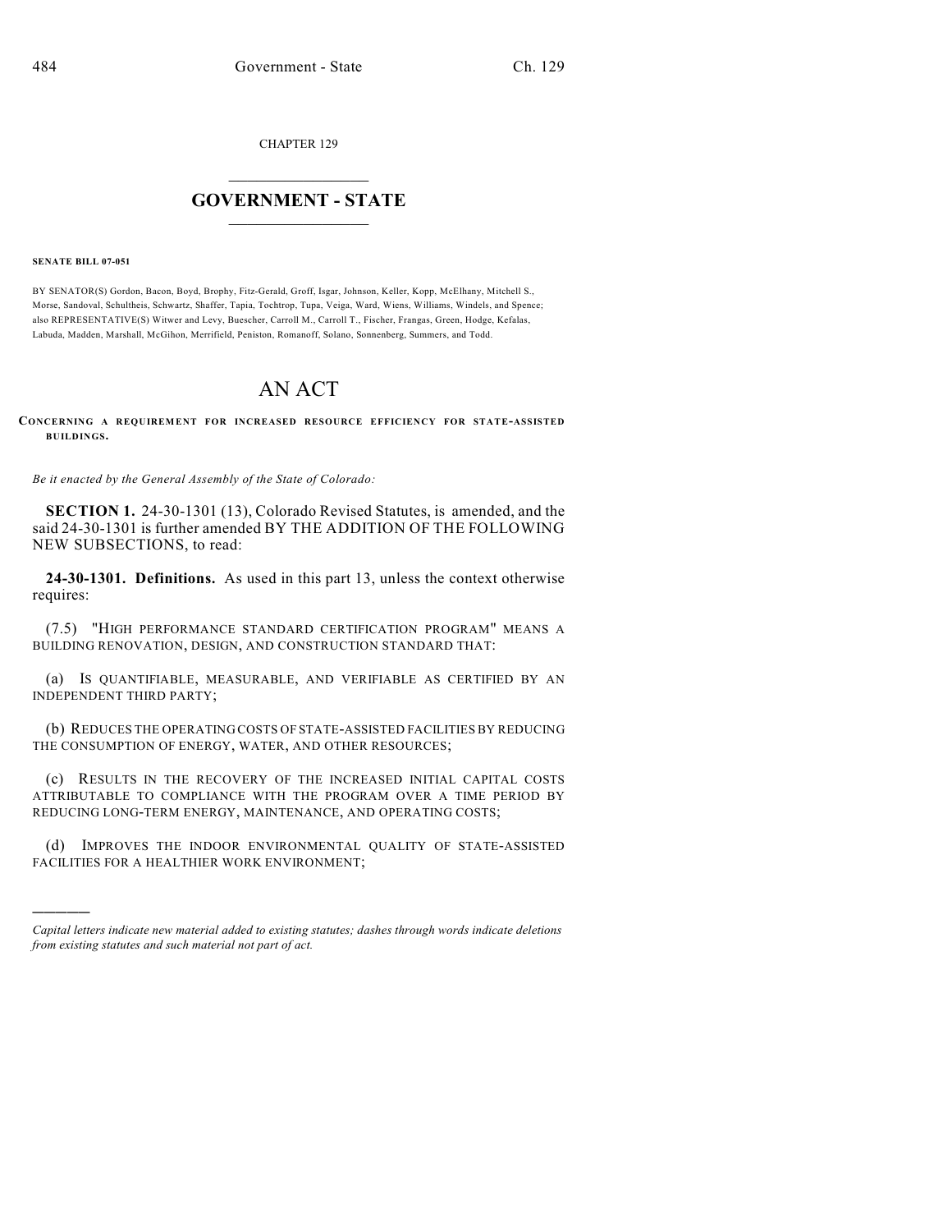CHAPTER 129

## GOVERNMENT - STATE

**SENATE BILL 07-051**

BY SENATOR(S) Gordon, Bacon, Boyd, Brophy, Fitz-Gerald, Groff, Isgar, Johnson, Keller, Kopp, McElhany, Mitchell S., Morse, Sandoval, Schultheis, Schwartz, Shaffer, Tapia, Tochtrop, Tupa, Veiga, Ward, Wiens, Williams, Windels, and Spence; also REPRESENTATIVE(S) Witwer and Levy, Buescher, Carroll M., Carroll T., Fischer, Frangas, Green, Hodge, Kefalas, Labuda, Madden, Marshall, McGihon, Merrifield, Peniston, Romanoff, Solano, Sonnenberg, Summers, and Todd.

# AN ACT

**CONCERNING A REQUIREMENT FOR INCREASED RESOURCE EFFICIENCY FOR STATE-ASSISTED BUILDINGS.**

*Be it enacted by the General Assembly of the State of Colorado:*

**SECTION 1.** 24-30-1301 (13), Colorado Revised Statutes, is amended, and the said 24-30-1301 is further amended BY THE ADDITION OF THE FOLLOWING NEW SUBSECTIONS, to read:

**24-30-1301. Definitions.** As used in this part 13, unless the context otherwise requires:

(7.5) "HIGH PERFORMANCE STANDARD CERTIFICATION PROGRAM" MEANS A BUILDING RENOVATION, DESIGN, AND CONSTRUCTION STANDARD THAT:

(a) IS QUANTIFIABLE, MEASURABLE, AND VERIFIABLE AS CERTIFIED BY AN INDEPENDENT THIRD PARTY;

(b) REDUCES THE OPERATING COSTS OF STATE-ASSISTED FACILITIES BY REDUCING THE CONSUMPTION OF ENERGY, WATER, AND OTHER RESOURCES;

(c) RESULTS IN THE RECOVERY OF THE INCREASED INITIAL CAPITAL COSTS ATTRIBUTABLE TO COMPLIANCE WITH THE PROGRAM OVER A TIME PERIOD BY REDUCING LONG-TERM ENERGY, MAINTENANCE, AND OPERATING COSTS;

(d) IMPROVES THE INDOOR ENVIRONMENTAL QUALITY OF STATE-ASSISTED FACILITIES FOR A HEALTHIER WORK ENVIRONMENT;

*Capital letters indicate new material added to existing statutes; dashes through words indicate deletions from existing statutes and such material not part of act.*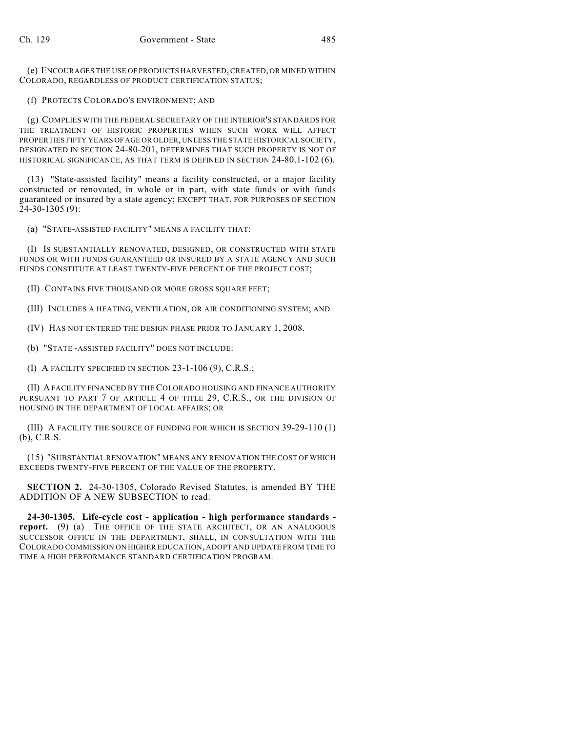(e) ENCOURAGES THE USE OF PRODUCTS HARVESTED, CREATED, OR MINED WITHIN COLORADO, REGARDLESS OF PRODUCT CERTIFICATION STATUS;

(f) PROTECTS COLORADO'S ENVIRONMENT; AND

(g) COMPLIES WITH THE FEDERAL SECRETARY OF THE INTERIOR'S STANDARDS FOR THE TREATMENT OF HISTORIC PROPERTIES WHEN SUCH WORK WILL AFFECT PROPERTIES FIFTY YEARS OF AGE OR OLDER, UNLESS THE STATE HISTORICAL SOCIETY, DESIGNATED IN SECTION 24-80-201, DETERMINES THAT SUCH PROPERTY IS NOT OF HISTORICAL SIGNIFICANCE, AS THAT TERM IS DEFINED IN SECTION 24-80.1-102 (6).

(13) "State-assisted facility" means a facility constructed, or a major facility constructed or renovated, in whole or in part, with state funds or with funds guaranteed or insured by a state agency; EXCEPT THAT, FOR PURPOSES OF SECTION 24-30-1305 (9):

(a) "STATE-ASSISTED FACILITY" MEANS A FACILITY THAT:

(I) IS SUBSTANTIALLY RENOVATED, DESIGNED, OR CONSTRUCTED WITH STATE FUNDS OR WITH FUNDS GUARANTEED OR INSURED BY A STATE AGENCY AND SUCH FUNDS CONSTITUTE AT LEAST TWENTY-FIVE PERCENT OF THE PROJECT COST;

(II) CONTAINS FIVE THOUSAND OR MORE GROSS SQUARE FEET;

(III) INCLUDES A HEATING, VENTILATION, OR AIR CONDITIONING SYSTEM; AND

(IV) HAS NOT ENTERED THE DESIGN PHASE PRIOR TO JANUARY 1, 2008.

(b) "STATE -ASSISTED FACILITY" DOES NOT INCLUDE:

(I) A FACILITY SPECIFIED IN SECTION 23-1-106 (9), C.R.S.;

(II) A FACILITY FINANCED BY THE COLORADO HOUSING AND FINANCE AUTHORITY PURSUANT TO PART 7 OF ARTICLE 4 OF TITLE 29, C.R.S., OR THE DIVISION OF HOUSING IN THE DEPARTMENT OF LOCAL AFFAIRS; OR

(III) A FACILITY THE SOURCE OF FUNDING FOR WHICH IS SECTION 39-29-110 (1) (b), C.R.S.

(15) "SUBSTANTIAL RENOVATION" MEANS ANY RENOVATION THE COST OF WHICH EXCEEDS TWENTY-FIVE PERCENT OF THE VALUE OF THE PROPERTY.

**SECTION 2.** 24-30-1305, Colorado Revised Statutes, is amended BY THE ADDITION OF A NEW SUBSECTION to read:

**24-30-1305. Life-cycle cost - application - high performance standards - report.** (9) (a) THE OFFICE OF THE STATE ARCHITECT, OR AN ANALOGOUS SUCCESSOR OFFICE IN THE DEPARTMENT, SHALL, IN CONSULTATION WITH THE COLORADO COMMISSION ON HIGHER EDUCATION, ADOPT AND UPDATE FROM TIME TO TIME A HIGH PERFORMANCE STANDARD CERTIFICATION PROGRAM.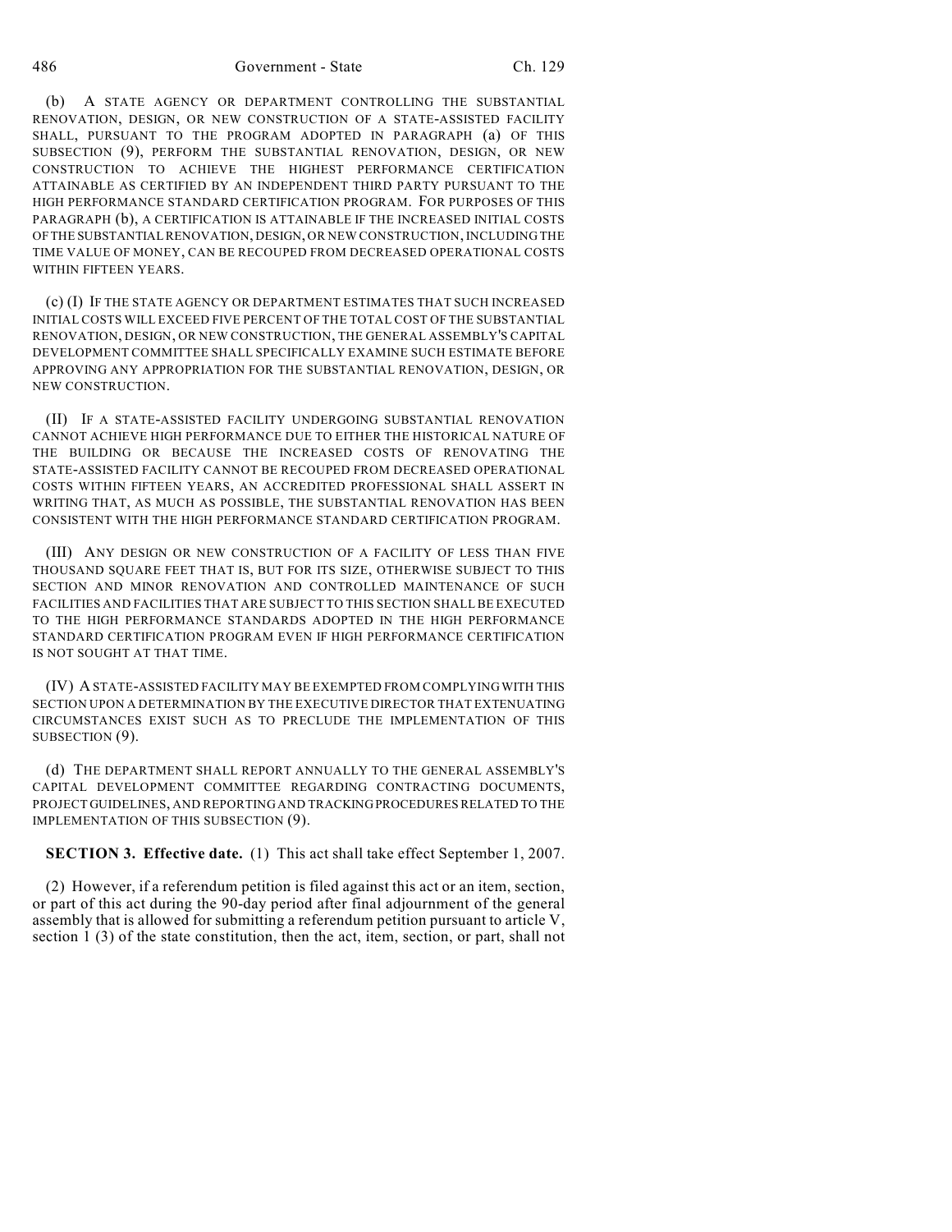(b) A STATE AGENCY OR DEPARTMENT CONTROLLING THE SUBSTANTIAL RENOVATION, DESIGN, OR NEW CONSTRUCTION OF A STATE-ASSISTED FACILITY SHALL, PURSUANT TO THE PROGRAM ADOPTED IN PARAGRAPH (a) OF THIS SUBSECTION (9), PERFORM THE SUBSTANTIAL RENOVATION, DESIGN, OR NEW CONSTRUCTION TO ACHIEVE THE HIGHEST PERFORMANCE CERTIFICATION ATTAINABLE AS CERTIFIED BY AN INDEPENDENT THIRD PARTY PURSUANT TO THE HIGH PERFORMANCE STANDARD CERTIFICATION PROGRAM. FOR PURPOSES OF THIS PARAGRAPH (b), A CERTIFICATION IS ATTAINABLE IF THE INCREASED INITIAL COSTS OF THE SUBSTANTIAL RENOVATION, DESIGN, OR NEW CONSTRUCTION, INCLUDING THE TIME VALUE OF MONEY, CAN BE RECOUPED FROM DECREASED OPERATIONAL COSTS WITHIN FIFTEEN YEARS.

(c) (I) IF THE STATE AGENCY OR DEPARTMENT ESTIMATES THAT SUCH INCREASED INITIAL COSTS WILL EXCEED FIVE PERCENT OF THE TOTAL COST OF THE SUBSTANTIAL RENOVATION, DESIGN, OR NEW CONSTRUCTION, THE GENERAL ASSEMBLY'S CAPITAL DEVELOPMENT COMMITTEE SHALL SPECIFICALLY EXAMINE SUCH ESTIMATE BEFORE APPROVING ANY APPROPRIATION FOR THE SUBSTANTIAL RENOVATION, DESIGN, OR NEW CONSTRUCTION.

(II) IF A STATE-ASSISTED FACILITY UNDERGOING SUBSTANTIAL RENOVATION CANNOT ACHIEVE HIGH PERFORMANCE DUE TO EITHER THE HISTORICAL NATURE OF THE BUILDING OR BECAUSE THE INCREASED COSTS OF RENOVATING THE STATE-ASSISTED FACILITY CANNOT BE RECOUPED FROM DECREASED OPERATIONAL COSTS WITHIN FIFTEEN YEARS, AN ACCREDITED PROFESSIONAL SHALL ASSERT IN WRITING THAT, AS MUCH AS POSSIBLE, THE SUBSTANTIAL RENOVATION HAS BEEN CONSISTENT WITH THE HIGH PERFORMANCE STANDARD CERTIFICATION PROGRAM.

(III) ANY DESIGN OR NEW CONSTRUCTION OF A FACILITY OF LESS THAN FIVE THOUSAND SQUARE FEET THAT IS, BUT FOR ITS SIZE, OTHERWISE SUBJECT TO THIS SECTION AND MINOR RENOVATION AND CONTROLLED MAINTENANCE OF SUCH FACILITIES AND FACILITIES THAT ARE SUBJECT TO THIS SECTION SHALL BE EXECUTED TO THE HIGH PERFORMANCE STANDARDS ADOPTED IN THE HIGH PERFORMANCE STANDARD CERTIFICATION PROGRAM EVEN IF HIGH PERFORMANCE CERTIFICATION IS NOT SOUGHT AT THAT TIME.

(IV) A STATE-ASSISTED FACILITY MAY BE EXEMPTED FROM COMPLYING WITH THIS SECTION UPON A DETERMINATION BY THE EXECUTIVE DIRECTOR THAT EXTENUATING CIRCUMSTANCES EXIST SUCH AS TO PRECLUDE THE IMPLEMENTATION OF THIS SUBSECTION (9).

(d) THE DEPARTMENT SHALL REPORT ANNUALLY TO THE GENERAL ASSEMBLY'S CAPITAL DEVELOPMENT COMMITTEE REGARDING CONTRACTING DOCUMENTS, PROJECT GUIDELINES, AND REPORTING AND TRACKING PROCEDURES RELATED TO THE IMPLEMENTATION OF THIS SUBSECTION (9).

**SECTION 3. Effective date.** (1) This act shall take effect September 1, 2007.

(2) However, if a referendum petition is filed against this act or an item, section, or part of this act during the 90-day period after final adjournment of the general assembly that is allowed for submitting a referendum petition pursuant to article V, section 1 (3) of the state constitution, then the act, item, section, or part, shall not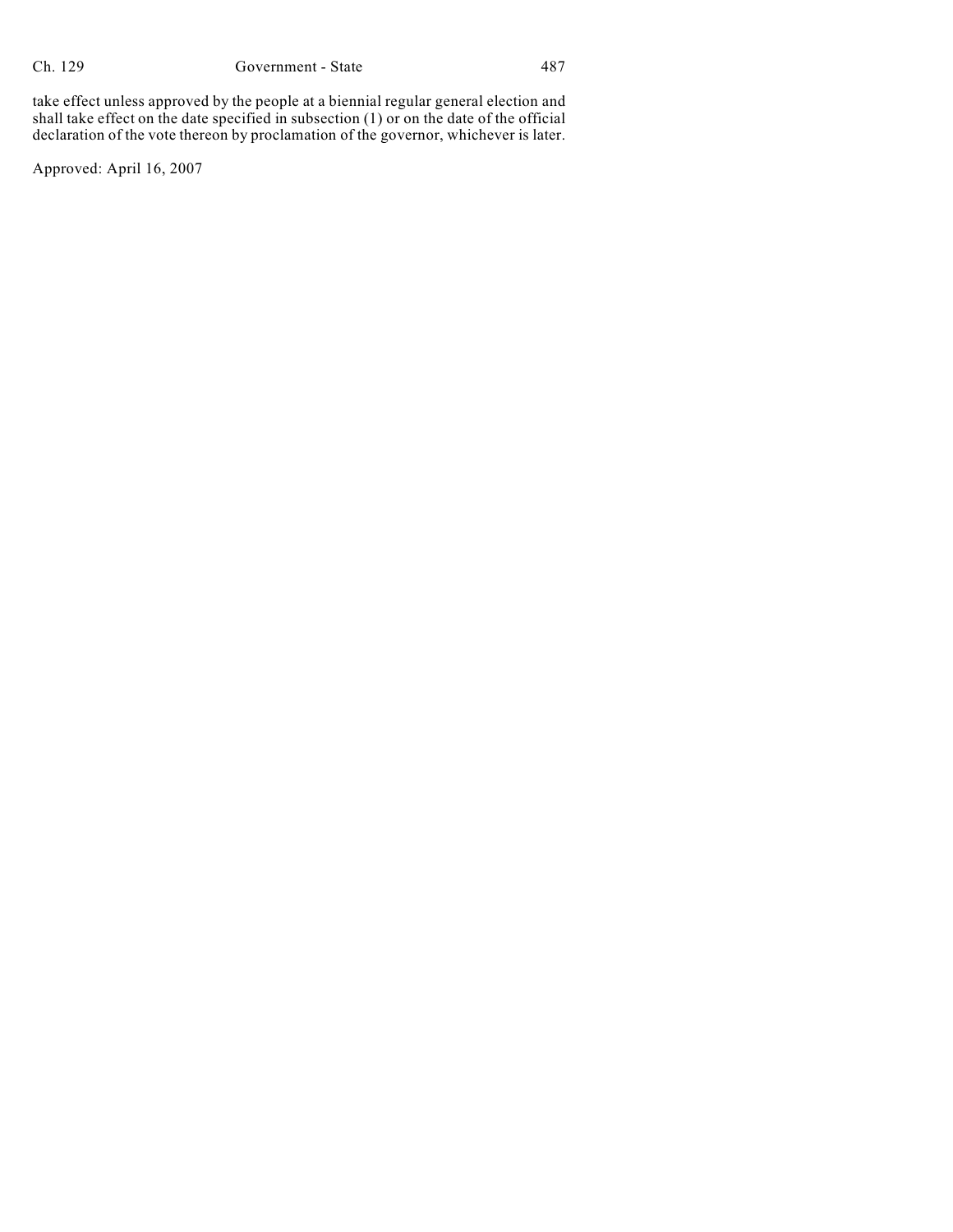take effect unless approved by the people at a biennial regular general election and shall take effect on the date specified in subsection (1) or on the date of the official declaration of the vote thereon by proclamation of the governor, whichever is later.

Approved: April 16, 2007